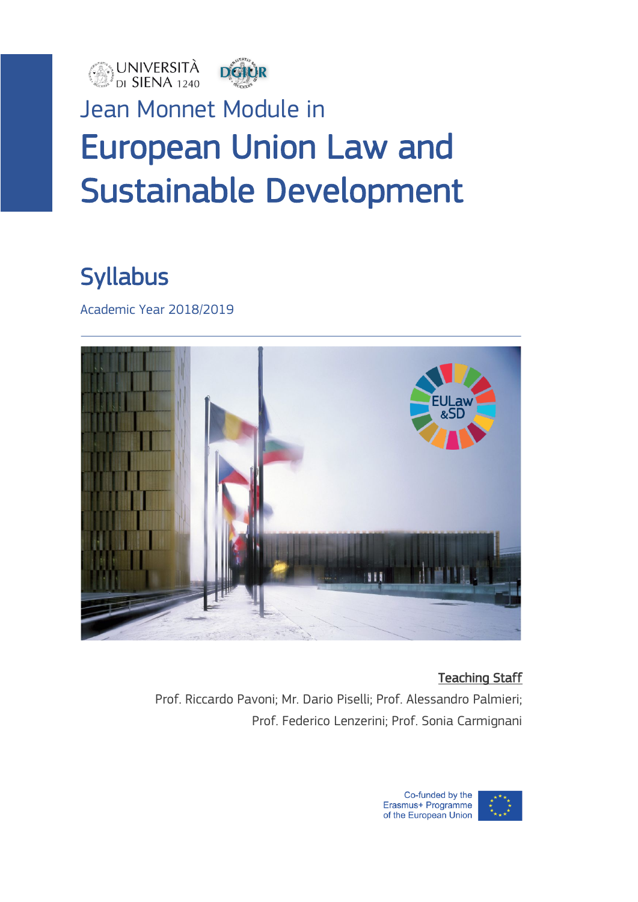UNIVERSITÀ DI SIENA 1240

Jean Monnet Module in

# European Union Law and Sustainable Development

## Syllabus

Academic Year 2018/2019

Teaching Staff

Prof. Riccardo Pavoni; Mr. Dario Piselli; Prof. Alessandro Palmieri; Prof. Federico Lenzerini; Prof. Sonia Carmignani

Co-funded by the Erasmus+ Programme of the European Union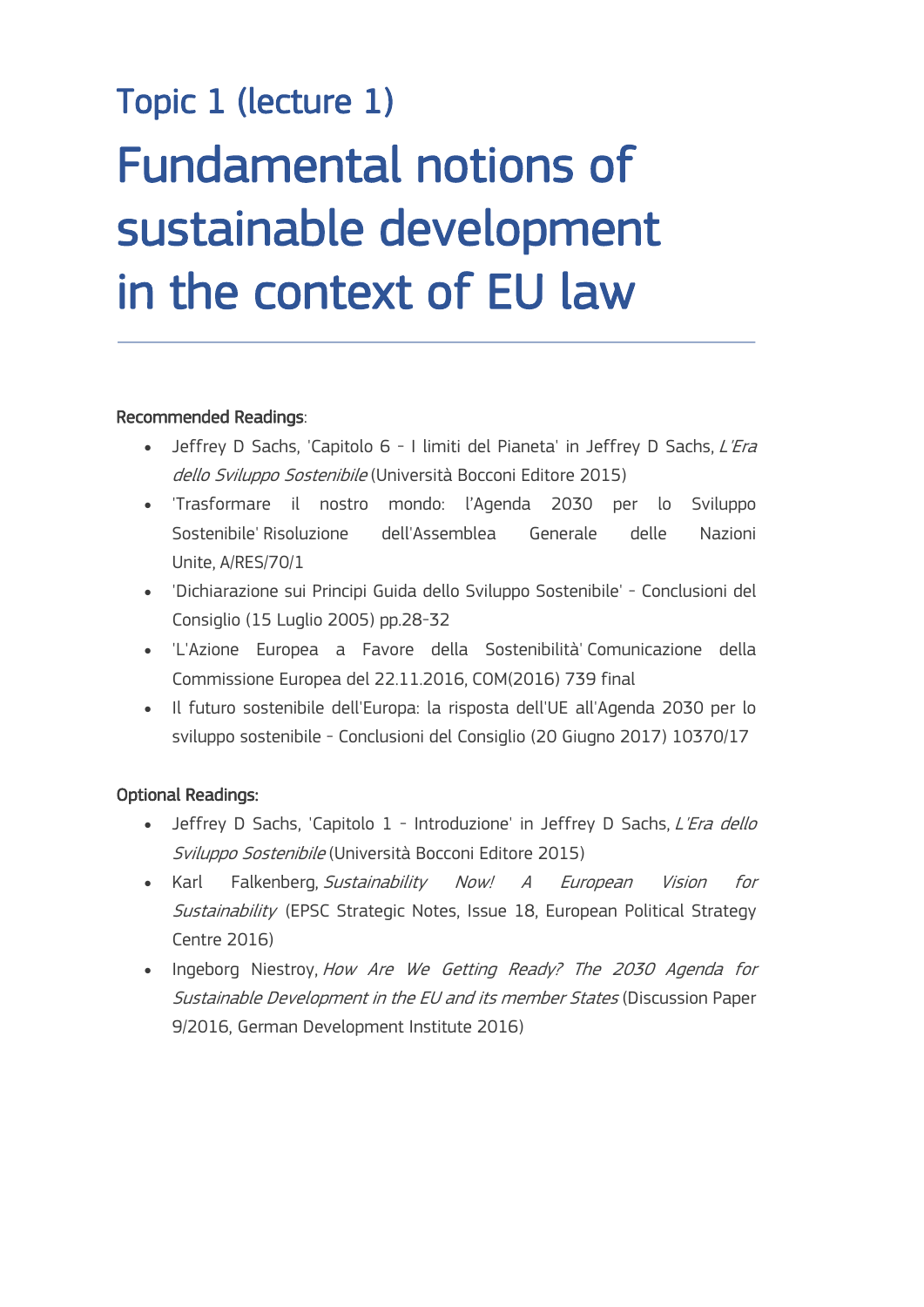## Topic 1 (lecture 1)

# Fundamental notions of sustainable development in the context of EU law

**Recommended Readings**:

- Jeffrey D Sachs, 'Capitolo 6 - I limiti del Pianeta' in Jeffrey D Sachs, *L'Era dello Sviluppo Sostenibile* (Università Bocconi Editore 2015)
- 'Trasformare il nostro mondo: l'Agenda 2030 per lo Sviluppo Sostenibile' Risoluzione dell'Assemblea Generale delle Nazioni Unite, A/RES/70/1
- 'Dichiarazione sui Principi Guida dello Sviluppo Sostenibile' - Conclusioni del Consiglio (15 Luglio 2005) pp.28-32
- 'L'Azione Europea a Favore della Sostenibilità' Comunicazione della Commissione Europea del 22.11.2016, COM(2016) 739 final
- Il futuro sostenibile dell'Europa: la risposta dell'UE all'Agenda 2030 per lo sviluppo sostenibile - Conclusioni del Consiglio (20 Giugno 2017) 10370/17

**Optional Readings:**

- Jeffrey D Sachs, 'Capitolo 1 - Introduzione' in Jeffrey D Sachs, *L'Era dello Sviluppo Sostenibile* (Università Bocconi Editore 2015)
- Karl Falkenberg, *Sustainability Now! A European Vision for Sustainability* (EPSC Strategic Notes, Issue 18, European Political Strategy Centre 2016)
- Ingeborg Niestroy, *How Are We Getting Ready? The 2030 Agenda for Sustainable Development in the EU and its member States* (Discussion Paper 9/2016, German Development Institute 2016)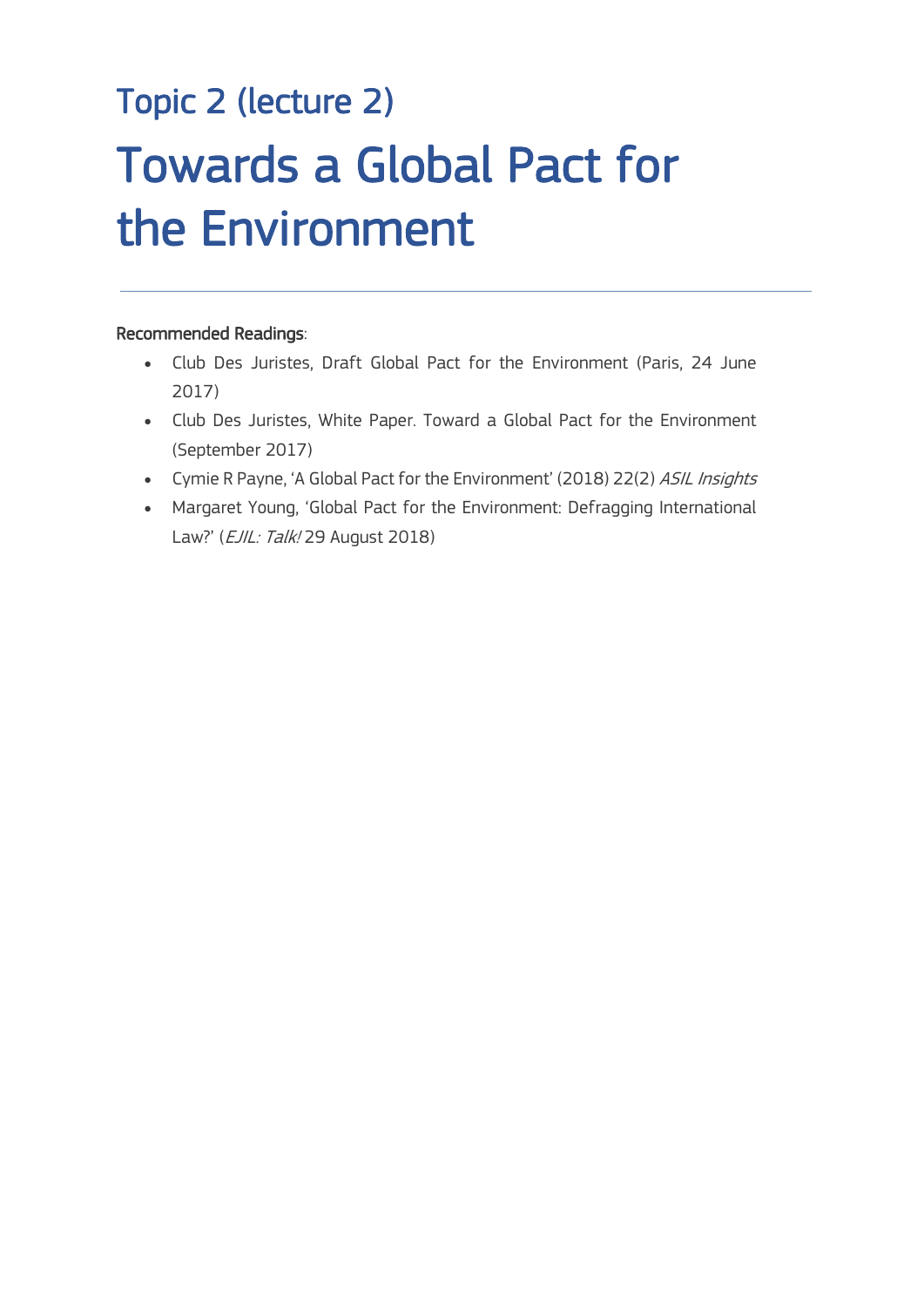## Topic 2 (lecture 2)

# Towards a Global Pact for the Environment

Recommended Readings:

- Club Des Juristes, Draft Global Pact for the Environment (Paris, 24 June 2017)
- Club Des Juristes, White Paper. Toward a Global Pact for the Environment (September 2017)
- Cymie R Payne, 'A Global Pact for the Environment' (2018) 22(2) *ASIL Insights*
- Margaret Young, 'Global Pact for the Environment: Defragging International Law?' (*EJIL: Talk!* 29 August 2018)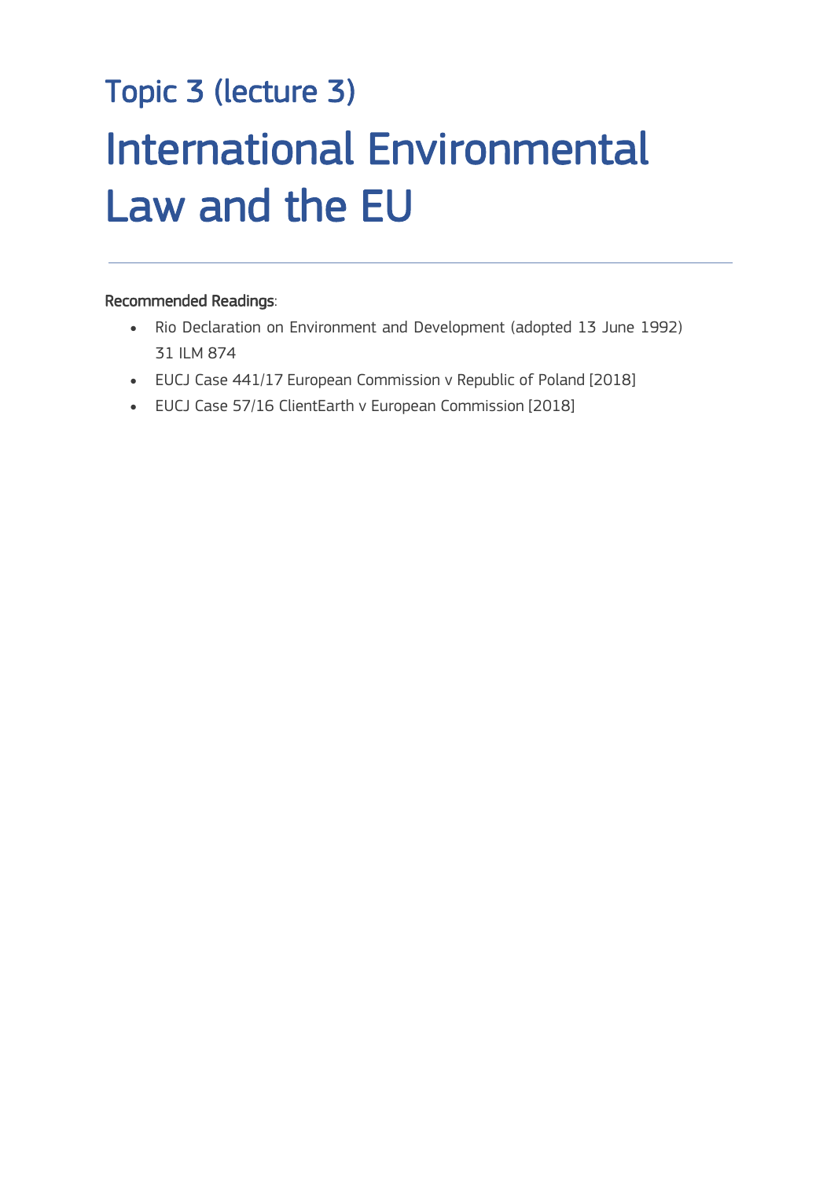## Topic 3 (lecture 3)

# International Environmental Law and the EU

---

**Recommended Readings**:

- Rio Declaration on Environment and Development (adopted 13 June 1992) 31 ILM 874
- EUCJ Case 441/17 European Commission v Republic of Poland [2018]
- EUCJ Case 57/16 ClientEarth v European Commission [2018]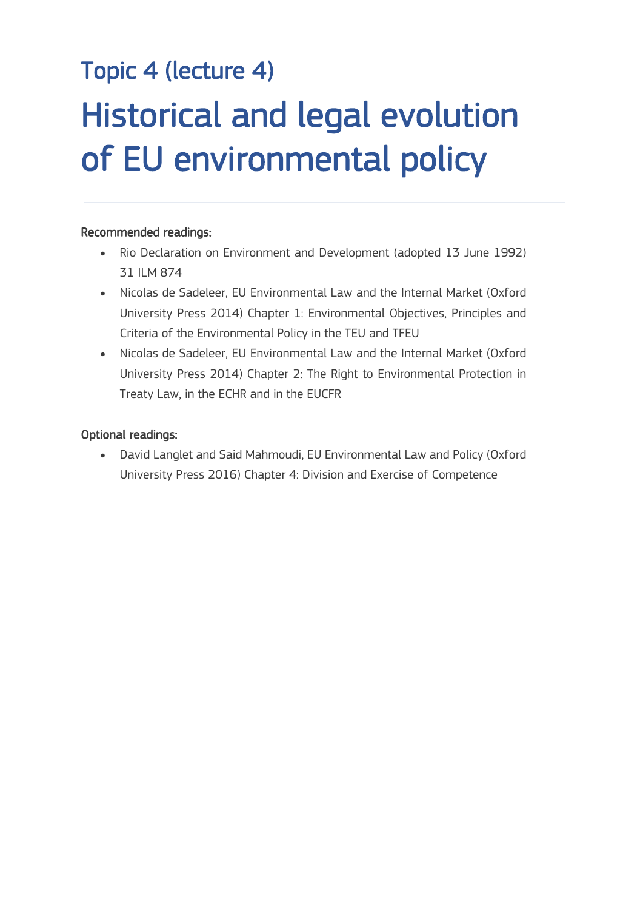## Topic 4 (lecture 4)

# Historical and legal evolution of EU environmental policy

---

Recommended readings:

- Rio Declaration on Environment and Development (adopted 13 June 1992) 31 ILM 874
- Nicolas de Sadeleer, EU Environmental Law and the Internal Market (Oxford University Press 2014) Chapter 1: Environmental Objectives, Principles and Criteria of the Environmental Policy in the TEU and TFEU
- Nicolas de Sadeleer, EU Environmental Law and the Internal Market (Oxford University Press 2014) Chapter 2: The Right to Environmental Protection in Treaty Law, in the ECHR and in the EUCFR

Optional readings:

- David Langlet and Said Mahmoudi, EU Environmental Law and Policy (Oxford University Press 2016) Chapter 4: Division and Exercise of Competence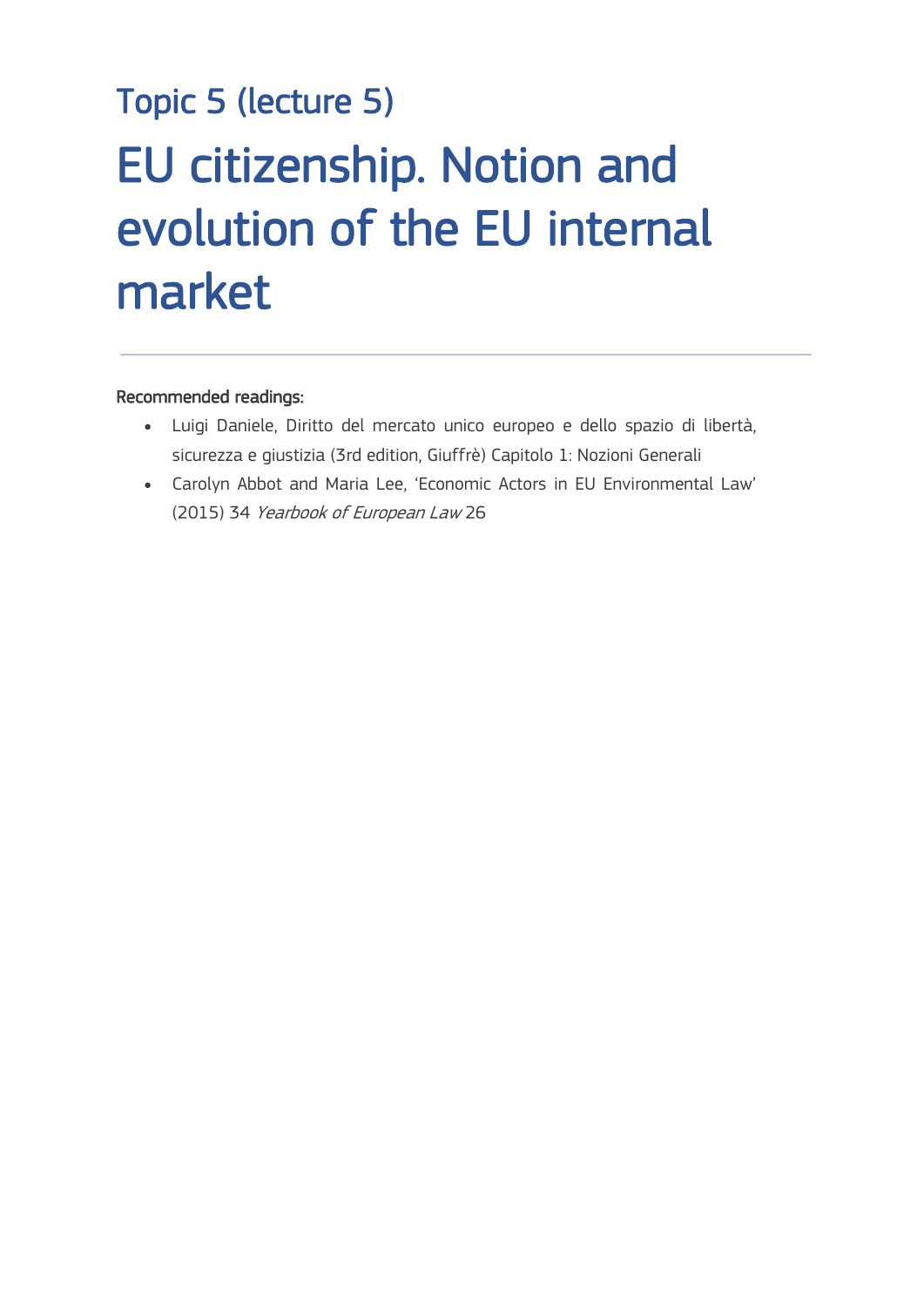## Topic 5 (lecture 5)

# EU citizenship. Notion and evolution of the EU internal market

---

**Recommended readings:**

- Luigi Daniele, Diritto del mercato unico europeo e dello spazio di libertà, sicurezza e giustizia (3rd edition, Giuffrè) Capitolo 1: Nozioni Generali
- Carolyn Abbot and Maria Lee, 'Economic Actors in EU Environmental Law' (2015) 34 *Yearbook of European Law* 26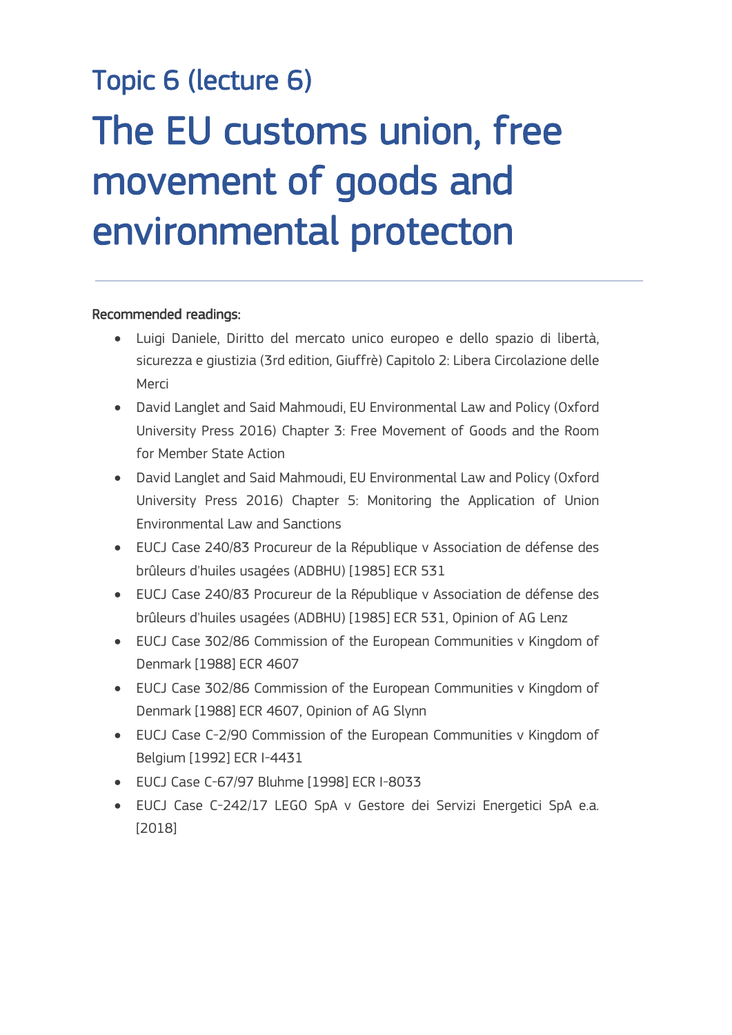## Topic 6 (lecture 6)

# The EU customs union, free movement of goods and environmental protecton

**Recommended readings:**

- Luigi Daniele, Diritto del mercato unico europeo e dello spazio di libertà, sicurezza e giustizia (3rd edition, Giuffrè) Capitolo 2: Libera Circolazione delle Merci
- David Langlet and Said Mahmoudi, EU Environmental Law and Policy (Oxford University Press 2016) Chapter 3: Free Movement of Goods and the Room for Member State Action
- David Langlet and Said Mahmoudi, EU Environmental Law and Policy (Oxford University Press 2016) Chapter 5: Monitoring the Application of Union Environmental Law and Sanctions
- EUCJ Case 240/83 Procureur de la République v Association de défense des brûleurs d'huiles usagées (ADBHU) [1985] ECR 531
- EUCJ Case 240/83 Procureur de la République v Association de défense des brûleurs d'huiles usagées (ADBHU) [1985] ECR 531, Opinion of AG Lenz
- EUCJ Case 302/86 Commission of the European Communities v Kingdom of Denmark [1988] ECR 4607
- EUCJ Case 302/86 Commission of the European Communities v Kingdom of Denmark [1988] ECR 4607, Opinion of AG Slynn
- EUCJ Case C-2/90 Commission of the European Communities v Kingdom of Belgium [1992] ECR I-4431
- EUCJ Case C-67/97 Bluhme [1998] ECR I-8033
- EUCJ Case C-242/17 LEGO SpA v Gestore dei Servizi Energetici SpA e.a. [2018]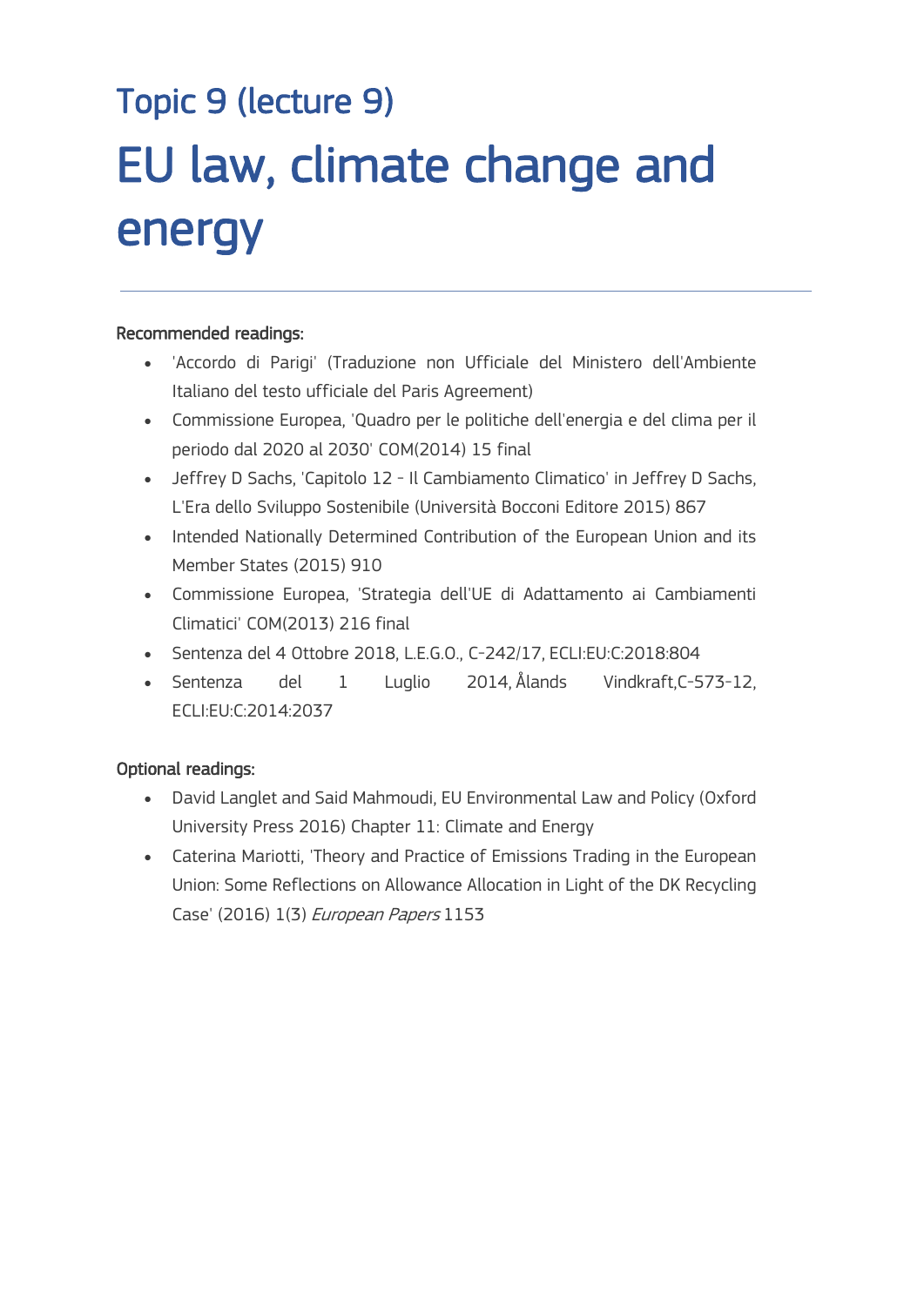## Topic 9 (lecture 9)

# EU law, climate change and energy

---

Recommended readings:

- 'Accordo di Parigi' (Traduzione non Ufficiale del Ministero dell'Ambiente Italiano del testo ufficiale del Paris Agreement)
- Commissione Europea, 'Quadro per le politiche dell'energia e del clima per il periodo dal 2020 al 2030' COM(2014) 15 final
- Jeffrey D Sachs, 'Capitolo 12 - Il Cambiamento Climatico' in Jeffrey D Sachs, L'Era dello Sviluppo Sostenibile (Università Bocconi Editore 2015) 867
- Intended Nationally Determined Contribution of the European Union and its Member States (2015) 910
- Commissione Europea, 'Strategia dell'UE di Adattamento ai Cambiamenti Climatici' COM(2013) 216 final
- Sentenza del 4 Ottobre 2018, L.E.G.O., C-242/17, ECLI:EU:C:2018:804
- Sentenza del 1 Luglio 2014, Ålands Vindkraft, C-573-12, ECLI:EU:C:2014:2037

Optional readings:

- David Langlet and Said Mahmoudi, EU Environmental Law and Policy (Oxford University Press 2016) Chapter 11: Climate and Energy
- Caterina Mariotti, 'Theory and Practice of Emissions Trading in the European Union: Some Reflections on Allowance Allocation in Light of the DK Recycling Case' (2016) 1(3) *European Papers* 1153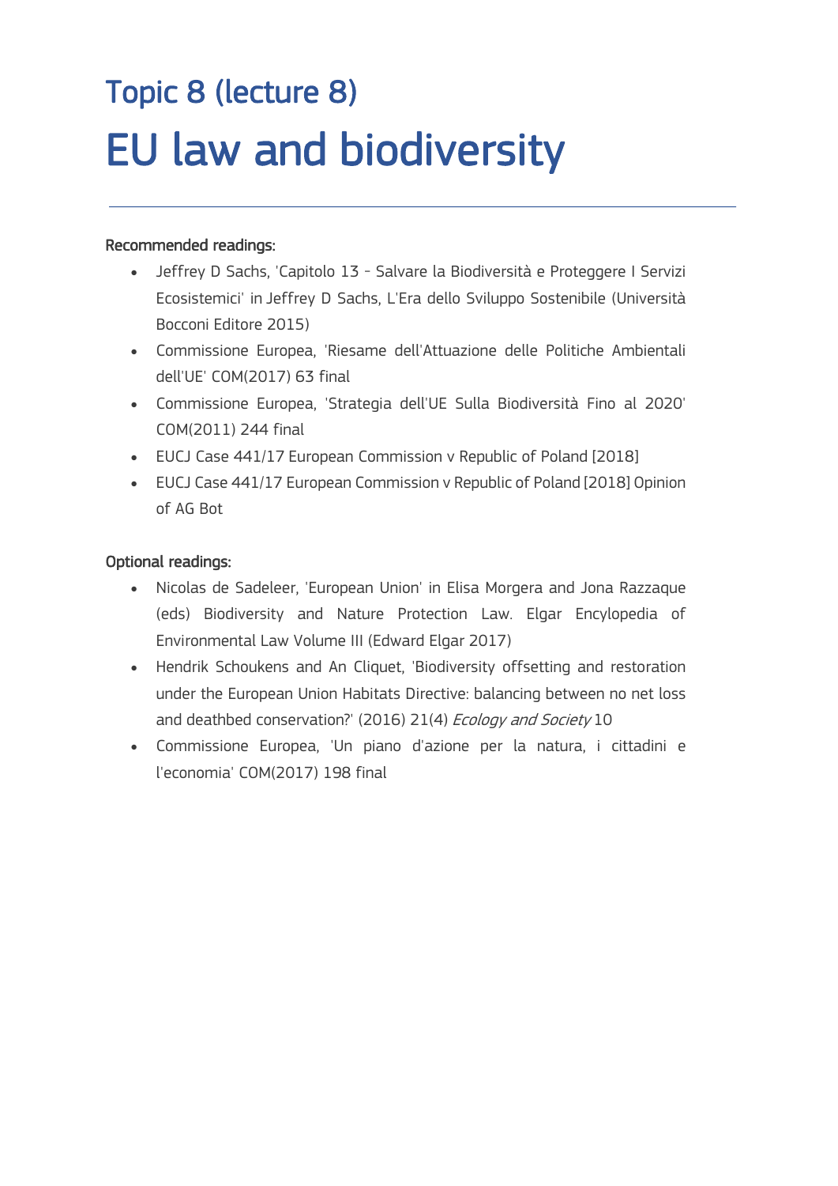## Topic 8 (lecture 8)

# EU law and biodiversity

---

Recommended readings:

- Jeffrey D Sachs, 'Capitolo 13 - Salvare la Biodiversità e Proteggere I Servizi Ecosistemici' in Jeffrey D Sachs, L'Era dello Sviluppo Sostenibile (Università Bocconi Editore 2015)
- Commissione Europea, 'Riesame dell'Attuazione delle Politiche Ambientali dell'UE' COM(2017) 63 final
- Commissione Europea, 'Strategia dell'UE Sulla Biodiversità Fino al 2020' COM(2011) 244 final
- EUCJ Case 441/17 European Commission v Republic of Poland [2018]
- EUCJ Case 441/17 European Commission v Republic of Poland [2018] Opinion of AG Bot

Optional readings:

- Nicolas de Sadeleer, 'European Union' in Elisa Morgera and Jona Razzaque (eds) Biodiversity and Nature Protection Law. Elgar Encyclopedia of Environmental Law Volume III (Edward Elgar 2017)
- Hendrik Schoukens and An Cliquet, 'Biodiversity offsetting and restoration under the European Union Habitats Directive: balancing between no net loss and deathbed conservation?' (2016) 21(4) *Ecology and Society* 10
- Commissione Europea, 'Un piano d'azione per la natura, i cittadini e l'economia' COM(2017) 198 final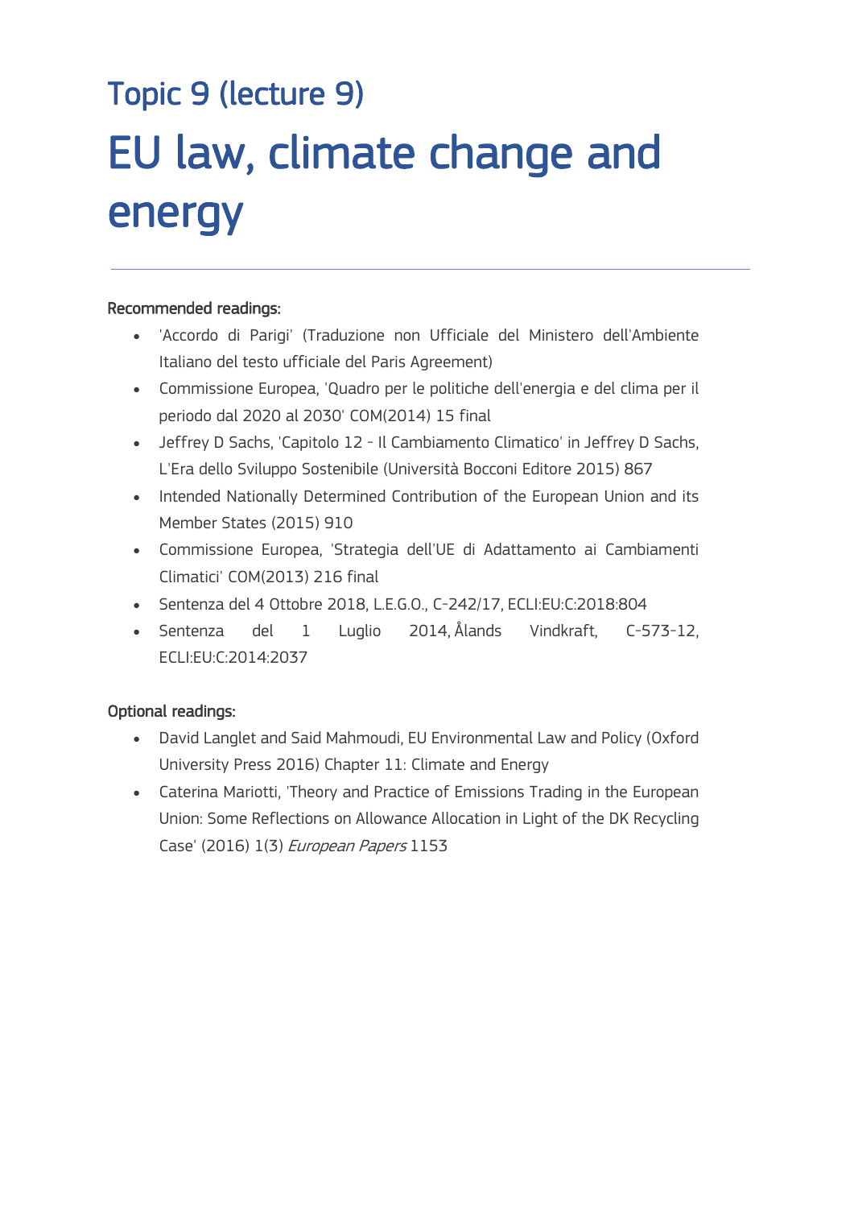## Topic 9 (lecture 9)

# EU law, climate change and energy

---

Recommended readings:

- 'Accordo di Parigi' (Traduzione non Ufficiale del Ministero dell'Ambiente Italiano del testo ufficiale del Paris Agreement)
- Commissione Europea, 'Quadro per le politiche dell'energia e del clima per il periodo dal 2020 al 2030' COM(2014) 15 final
- Jeffrey D Sachs, 'Capitolo 12 - Il Cambiamento Climatico' in Jeffrey D Sachs, L'Era dello Sviluppo Sostenibile (Università Bocconi Editore 2015) 867
- Intended Nationally Determined Contribution of the European Union and its Member States (2015) 910
- Commissione Europea, 'Strategia dell'UE di Adattamento ai Cambiamenti Climatici' COM(2013) 216 final
- Sentenza del 4 Ottobre 2018, L.E.G.O., C-242/17, ECLI:EU:C:2018:804
- Sentenza del 1 Luglio 2014, Ålands Vindkraft, C-573-12, ECLI:EU:C:2014:2037

Optional readings:

- David Langlet and Said Mahmoudi, EU Environmental Law and Policy (Oxford University Press 2016) Chapter 11: Climate and Energy
- Caterina Mariotti, 'Theory and Practice of Emissions Trading in the European Union: Some Reflections on Allowance Allocation in Light of the DK Recycling Case' (2016) 1(3) *European Papers* 1153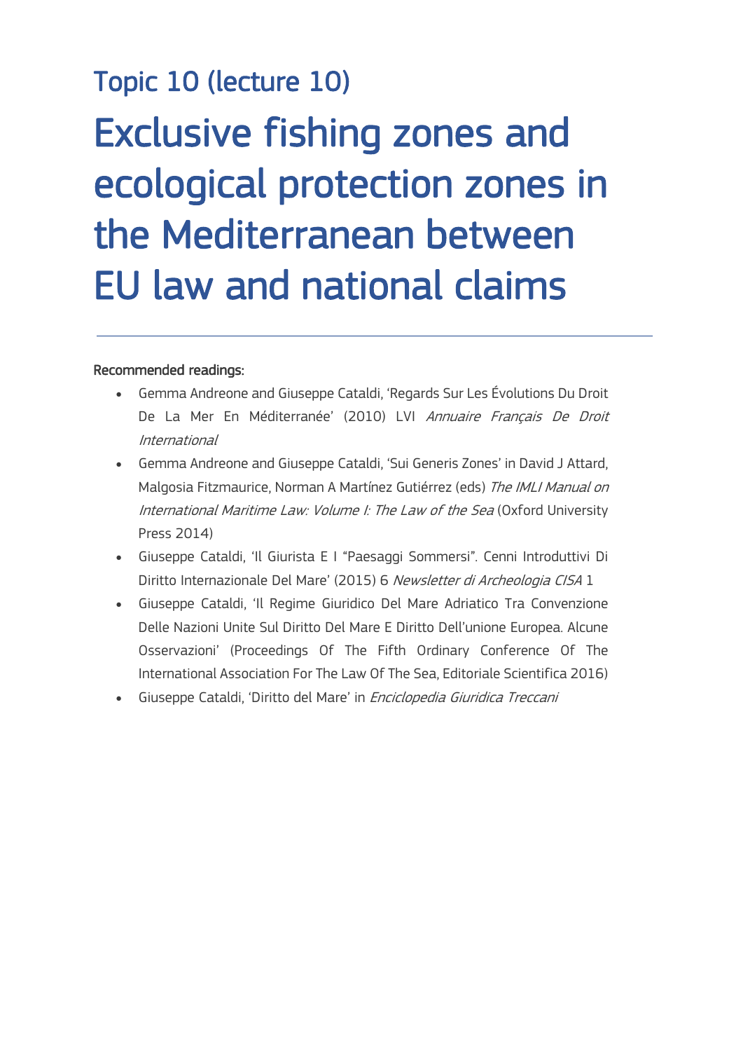## Topic 10 (lecture 10)

# Exclusive fishing zones and ecological protection zones in the Mediterranean between EU law and national claims

---

**Recommended readings:**

- Gemma Andreone and Giuseppe Cataldi, 'Regards Sur Les Évolutions Du Droit De La Mer En Méditerranée' (2010) LVI *Annuaire Français De Droit International*
- Gemma Andreone and Giuseppe Cataldi, 'Sui Generis Zones' in David J Attard, Malgosia Fitzmaurice, Norman A Martínez Gutiérrez (eds) *The IMLI Manual on International Maritime Law: Volume I: The Law of the Sea* (Oxford University Press 2014)
- Giuseppe Cataldi, 'Il Giurista E I "Paesaggi Sommersi". Cenni Introduttivi Di Diritto Internazionale Del Mare' (2015) 6 *Newsletter di Archeologia CISA* 1
- Giuseppe Cataldi, 'Il Regime Giuridico Del Mare Adriatico Tra Convenzione Delle Nazioni Unite Sul Diritto Del Mare E Diritto Dell'unione Europea. Alcune Osservazioni' (Proceedings Of The Fifth Ordinary Conference Of The International Association For The Law Of The Sea, Editoriale Scientifica 2016)
- Giuseppe Cataldi, 'Diritto del Mare' in *Enciclopedia Giuridica Treccani*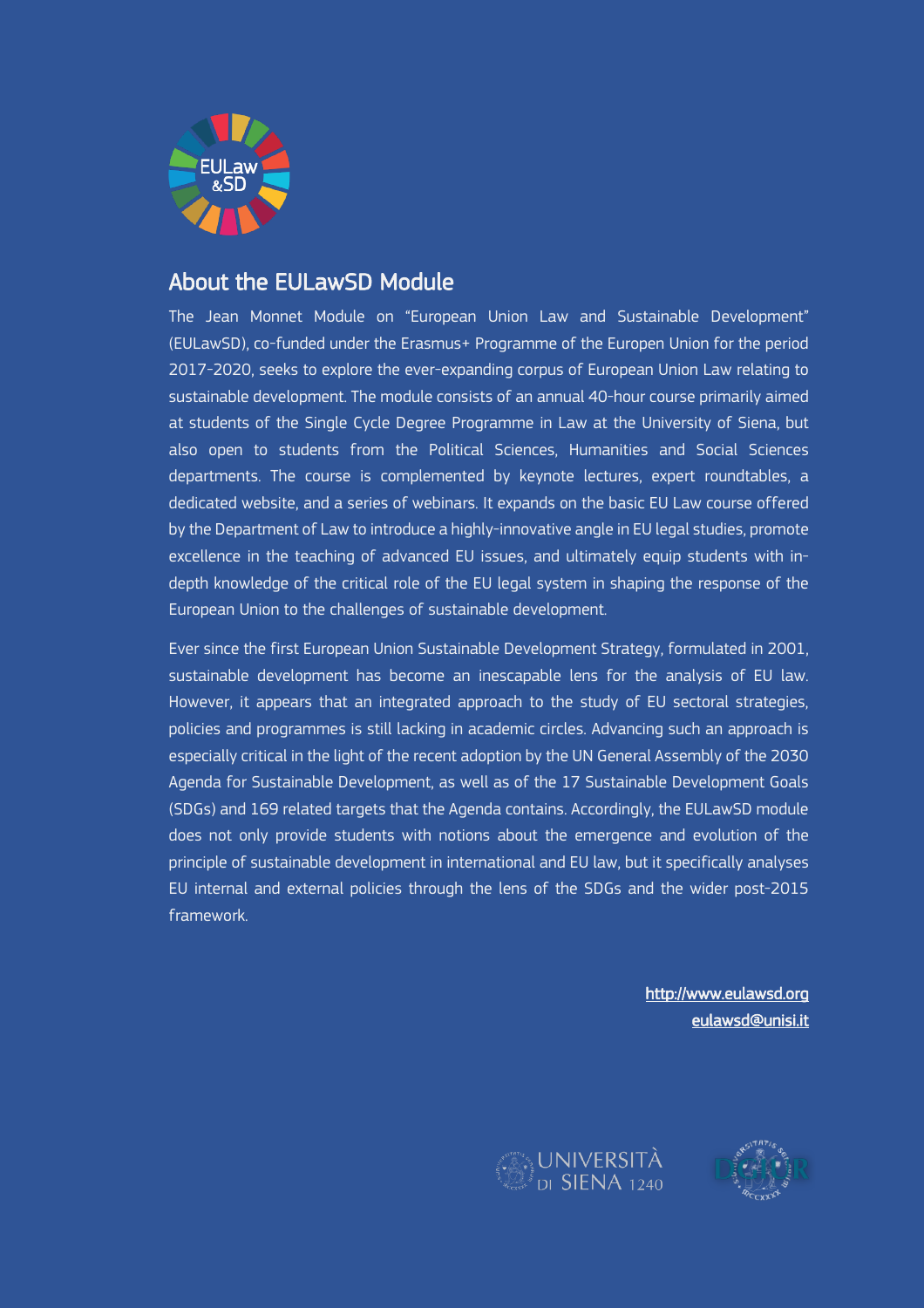## About the EULawSD Module

The Jean Monnet Module on "European Union Law and Sustainable Development" (EULawSD), co-funded under the Erasmus+ Programme of the Europen Union for the period 2017-2020, seeks to explore the ever-expanding corpus of European Union Law relating to sustainable development. The module consists of an annual 40-hour course primarily aimed at students of the Single Cycle Degree Programme in Law at the University of Siena, but also open to students from the Political Sciences, Humanities and Social Sciences departments. The course is complemented by keynote lectures, expert roundtables, a dedicated website, and a series of webinars. It expands on the basic EU Law course offered by the Department of Law to introduce a highly-innovative angle in EU legal studies, promote excellence in the teaching of advanced EU issues, and ultimately equip students with in-depth knowledge of the critical role of the EU legal system in shaping the response of the European Union to the challenges of sustainable development.

Ever since the first European Union Sustainable Development Strategy, formulated in 2001, sustainable development has become an inescapable lens for the analysis of EU law. However, it appears that an integrated approach to the study of EU sectoral strategies, policies and programmes is still lacking in academic circles. Advancing such an approach is especially critical in the light of the recent adoption by the UN General Assembly of the 2030 Agenda for Sustainable Development, as well as of the 17 Sustainable Development Goals (SDGs) and 169 related targets that the Agenda contains. Accordingly, the EULawSD module does not only provide students with notions about the emergence and evolution of the principle of sustainable development in international and EU law, but it specifically analyses EU internal and external policies through the lens of the SDGs and the wider post-2015 framework.

http://www.eulawsd.org
eulawsd@unisi.it